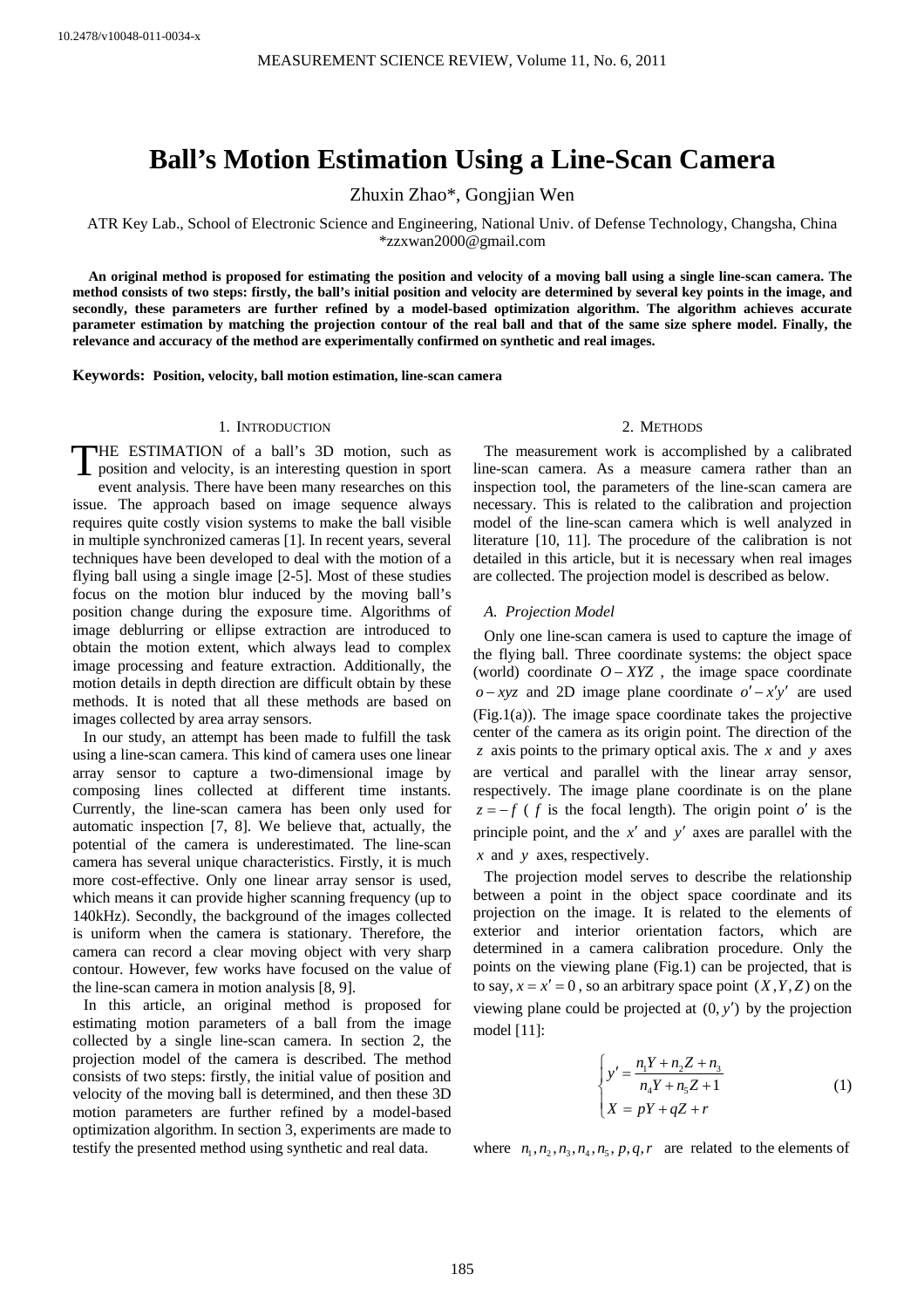10.2478/v10048-011-0034-x

# Ball's Motion Estimation Using a Line-Scan Camera

Zhuxin Zhao*, Gongjian Wen

ATR Key Lab., School of Electronic Science and Engineering, National Univ. of Defense Technology, Changsha, China
*zzxwan2000@gmail.com

**An original method is proposed for estimating the position and velocity of a moving ball using a single line-scan camera. The method consists of two steps: firstly, the ball's initial position and velocity are determined by several key points in the image, and secondly, these parameters are further refined by a model-based optimization algorithm. The algorithm achieves accurate parameter estimation by matching the projection contour of the real ball and that of the same size sphere model. Finally, the relevance and accuracy of the method are experimentally confirmed on synthetic and real images.**

**Keywords:** **Position, velocity, ball motion estimation, line-scan camera**

## 1. Introduction

THE ESTIMATION of a ball's 3D motion, such as position and velocity, is an interesting question in sport event analysis. There have been many researches on this issue. The approach based on image sequence always requires quite costly vision systems to make the ball visible in multiple synchronized cameras [1]. In recent years, several techniques have been developed to deal with the motion of a flying ball using a single image [2-5]. Most of these studies focus on the motion blur induced by the moving ball's position change during the exposure time. Algorithms of image deblurring or ellipse extraction are introduced to obtain the motion extent, which always lead to complex image processing and feature extraction. Additionally, the motion details in depth direction are difficult obtain by these methods. It is noted that all these methods are based on images collected by area array sensors.

In our study, an attempt has been made to fulfill the task using a line-scan camera. This kind of camera uses one linear array sensor to capture a two-dimensional image by composing lines collected at different time instants. Currently, the line-scan camera has been only used for automatic inspection [7, 8]. We believe that, actually, the potential of the camera is underestimated. The line-scan camera has several unique characteristics. Firstly, it is much more cost-effective. Only one linear array sensor is used, which means it can provide higher scanning frequency (up to 140kHz). Secondly, the background of the images collected is uniform when the camera is stationary. Therefore, the camera can record a clear moving object with very sharp contour. However, few works have focused on the value of the line-scan camera in motion analysis [8, 9].

In this article, an original method is proposed for estimating motion parameters of a ball from the image collected by a single line-scan camera. In section 2, the projection model of the camera is described. The method consists of two steps: firstly, the initial value of position and velocity of the moving ball is determined, and then these 3D motion parameters are further refined by a model-based optimization algorithm. In section 3, experiments are made to testify the presented method using synthetic and real data.

## 2. Methods

The measurement work is accomplished by a calibrated line-scan camera. As a measure camera rather than an inspection tool, the parameters of the line-scan camera are necessary. This is related to the calibration and projection model of the line-scan camera which is well analyzed in literature [10, 11]. The procedure of the calibration is not detailed in this article, but it is necessary when real images are collected. The projection model is described as below.

### A. Projection Model

Only one line-scan camera is used to capture the image of the flying ball. Three coordinate systems: the object space (world) coordinate $O-XYZ$, the image space coordinate $o-xyz$ and 2D image plane coordinate $o'-x'y'$ are used (Fig.1(a)). The image space coordinate takes the projective center of the camera as its origin point. The direction of the $z$ axis points to the primary optical axis. The $x$ and $y$ axes are vertical and parallel with the linear array sensor, respectively. The image plane coordinate is on the plane $z=-f$ ( $f$ is the focal length). The origin point $o'$ is the principle point, and the $x'$ and $y'$ axes are parallel with the $x$ and $y$ axes, respectively.

The projection model serves to describe the relationship between a point in the object space coordinate and its projection on the image. It is related to the elements of exterior and interior orientation factors, which are determined in a camera calibration procedure. Only the points on the viewing plane (Fig.1) can be projected, that is to say, $x=x'=0$, so an arbitrary space point $(X,Y,Z)$ on the viewing plane could be projected at $(0,y')$ by the projection model [11]:

$$\begin{cases} y' = \dfrac{n_1 Y + n_2 Z + n_3}{n_4 Y + n_5 Z + 1} \\ X = pY + qZ + r \end{cases} \tag{1}$$

where $n_1, n_2, n_3, n_4, n_5, p, q, r$ are related to the elements of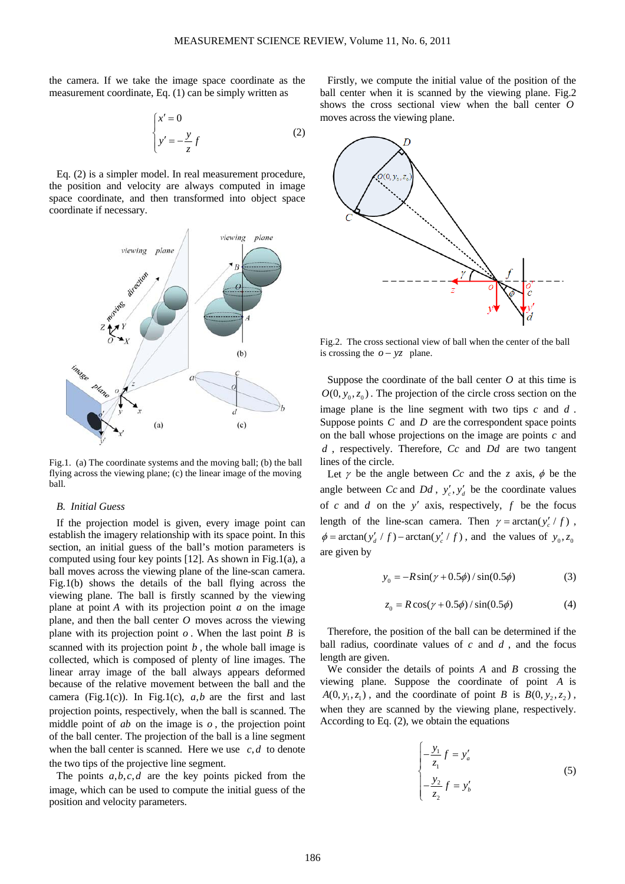the camera. If we take the image space coordinate as the measurement coordinate, Eq. (1) can be simply written as

$$\begin{cases} x' = 0 \\ y' = -\dfrac{y}{z} f \end{cases} \tag{2}$$

Eq. (2) is a simpler model. In real measurement procedure, the position and velocity are always computed in image space coordinate, and then transformed into object space coordinate if necessary.

Fig.1. (a) The coordinate systems and the moving ball; (b) the ball flying across the viewing plane; (c) the linear image of the moving ball.

### B. Initial Guess

If the projection model is given, every image point can establish the imagery relationship with its space point. In this section, an initial guess of the ball's motion parameters is computed using four key points [12]. As shown in Fig.1(a), a ball moves across the viewing plane of the line-scan camera. Fig.1(b) shows the details of the ball flying across the viewing plane. The ball is firstly scanned by the viewing plane at point $A$ with its projection point $a$ on the image plane, and then the ball center $O$ moves across the viewing plane with its projection point $o$. When the last point $B$ is scanned with its projection point $b$, the whole ball image is collected, which is composed of plenty of line images. The linear array image of the ball always appears deformed because of the relative movement between the ball and the camera (Fig.1(c)). In Fig.1(c), $a, b$ are the first and last projection points, respectively, when the ball is scanned. The middle point of $ab$ on the image is $o$, the projection point of the ball center. The projection of the ball is a line segment when the ball center is scanned. Here we use $c, d$ to denote the two tips of the projective line segment.

The points $a, b, c, d$ are the key points picked from the image, which can be used to compute the initial guess of the position and velocity parameters.

Firstly, we compute the initial value of the position of the ball center when it is scanned by the viewing plane. Fig.2 shows the cross sectional view when the ball center $O$ moves across the viewing plane.

Fig.2. The cross sectional view of ball when the center of the ball is crossing the $o-yz$ plane.

Suppose the coordinate of the ball center $O$ at this time is $O(0, y_0, z_0)$. The projection of the circle cross section on the image plane is the line segment with two tips $c$ and $d$. Suppose points $C$ and $D$ are the correspondent space points on the ball whose projections on the image are points $c$ and $d$, respectively. Therefore, $Cc$ and $Dd$ are two tangent lines of the circle.

Let $\gamma$ be the angle between $Cc$ and the $z$ axis, $\phi$ be the angle between $Cc$ and $Dd$, $y'_c, y'_d$ be the coordinate values of $c$ and $d$ on the $y'$ axis, respectively, $f$ be the focus length of the line-scan camera. Then $\gamma = \arctan(y'_c / f)$, $\phi = \arctan(y'_d / f) - \arctan(y'_c / f)$, and the values of $y_0, z_0$ are given by

$$y_0 = -R\sin(\gamma + 0.5\phi) / \sin(0.5\phi) \tag{3}$$

$$z_0 = R\cos(\gamma + 0.5\phi) / \sin(0.5\phi) \tag{4}$$

Therefore, the position of the ball can be determined if the ball radius, coordinate values of $c$ and $d$, and the focus length are given.

We consider the details of points $A$ and $B$ crossing the viewing plane. Suppose the coordinate of point $A$ is $A(0, y_1, z_1)$, and the coordinate of point $B$ is $B(0, y_2, z_2)$, when they are scanned by the viewing plane, respectively. According to Eq. (2), we obtain the equations

$$\begin{cases} -\dfrac{y_1}{z_1} f = y'_a \\ -\dfrac{y_2}{z_2} f = y'_b \end{cases} \tag{5}$$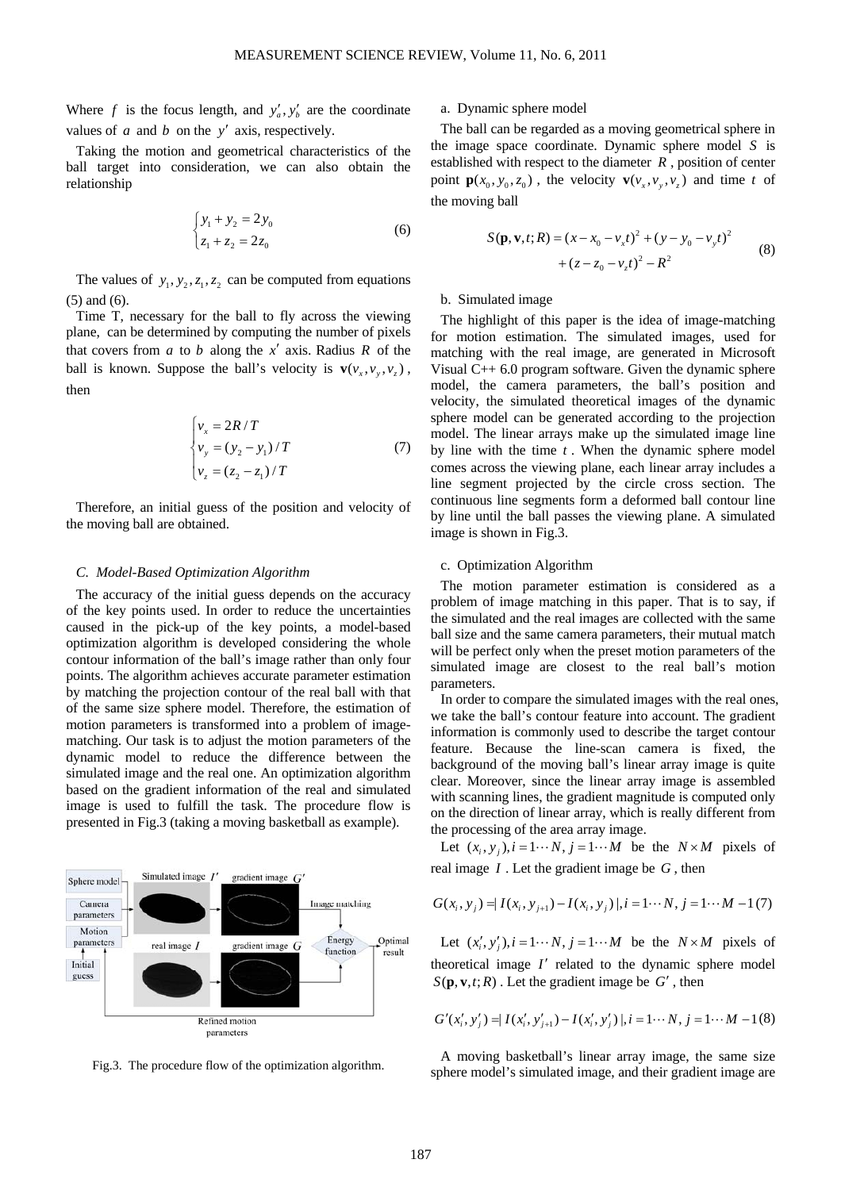Where $f$ is the focus length, and $y'_a, y'_b$ are the coordinate values of $a$ and $b$ on the $y'$ axis, respectively.

Taking the motion and geometrical characteristics of the ball target into consideration, we can also obtain the relationship

$$\begin{cases} y_1 + y_2 = 2y_0 \\ z_1 + z_2 = 2z_0 \end{cases} \tag{6}$$

The values of $y_1, y_2, z_1, z_2$ can be computed from equations (5) and (6).

Time T, necessary for the ball to fly across the viewing plane, can be determined by computing the number of pixels that covers from $a$ to $b$ along the $x'$ axis. Radius $R$ of the ball is known. Suppose the ball's velocity is $\mathbf{v}(v_x, v_y, v_z)$, then

$$\begin{cases} v_x = 2R/T \\ v_y = (y_2 - y_1)/T \\ v_z = (z_2 - z_1)/T \end{cases} \tag{7}$$

Therefore, an initial guess of the position and velocity of the moving ball are obtained.

### *C. Model-Based Optimization Algorithm*

The accuracy of the initial guess depends on the accuracy of the key points used. In order to reduce the uncertainties caused in the pick-up of the key points, a model-based optimization algorithm is developed considering the whole contour information of the ball's image rather than only four points. The algorithm achieves accurate parameter estimation by matching the projection contour of the real ball with that of the same size sphere model. Therefore, the estimation of motion parameters is transformed into a problem of image-matching. Our task is to adjust the motion parameters of the dynamic model to reduce the difference between the simulated image and the real one. An optimization algorithm based on the gradient information of the real and simulated image is used to fulfill the task. The procedure flow is presented in Fig.3 (taking a moving basketball as example).

Fig.3. The procedure flow of the optimization algorithm.

a. Dynamic sphere model

The ball can be regarded as a moving geometrical sphere in the image space coordinate. Dynamic sphere model $S$ is established with respect to the diameter $R$, position of center point $\mathbf{p}(x_0, y_0, z_0)$, the velocity $\mathbf{v}(v_x, v_y, v_z)$ and time $t$ of the moving ball

$$S(\mathbf{p}, \mathbf{v}, t; R) = (x - x_0 - v_x t)^2 + (y - y_0 - v_y t)^2 + (z - z_0 - v_z t)^2 - R^2 \tag{8}$$

b. Simulated image

The highlight of this paper is the idea of image-matching for motion estimation. The simulated images, used for matching with the real image, are generated in Microsoft Visual C++ 6.0 program software. Given the dynamic sphere model, the camera parameters, the ball's position and velocity, the simulated theoretical images of the dynamic sphere model can be generated according to the projection model. The linear arrays make up the simulated image line by line with the time $t$. When the dynamic sphere model comes across the viewing plane, each linear array includes a line segment projected by the circle cross section. The continuous line segments form a deformed ball contour line by line until the ball passes the viewing plane. A simulated image is shown in Fig.3.

c. Optimization Algorithm

The motion parameter estimation is considered as a problem of image matching in this paper. That is to say, if the simulated and the real images are collected with the same ball size and the same camera parameters, their mutual match will be perfect only when the preset motion parameters of the simulated image are closest to the real ball's motion parameters.

In order to compare the simulated images with the real ones, we take the ball's contour feature into account. The gradient information is commonly used to describe the target contour feature. Because the line-scan camera is fixed, the background of the moving ball's linear array image is quite clear. Moreover, since the linear array image is assembled with scanning lines, the gradient magnitude is computed only on the direction of linear array, which is really different from the processing of the area array image.

Let $(x_i, y_j), i = 1 \cdots N, j = 1 \cdots M$ be the $N \times M$ pixels of real image $I$. Let the gradient image be $G$, then

$$G(x_i, y_j) = | I(x_i, y_{j+1}) - I(x_i, y_j) |, i = 1 \cdots N, j = 1 \cdots M - 1 \tag{7}$$

Let $(x'_i, y'_j), i = 1 \cdots N, j = 1 \cdots M$ be the $N \times M$ pixels of theoretical image $I'$ related to the dynamic sphere model $S(\mathbf{p}, \mathbf{v}, t; R)$. Let the gradient image be $G'$, then

$$G'(x'_i, y'_j) = | I(x'_i, y'_{j+1}) - I(x'_i, y'_j) |, i = 1 \cdots N, j = 1 \cdots M - 1 \tag{8}$$

A moving basketball's linear array image, the same size sphere model's simulated image, and their gradient image are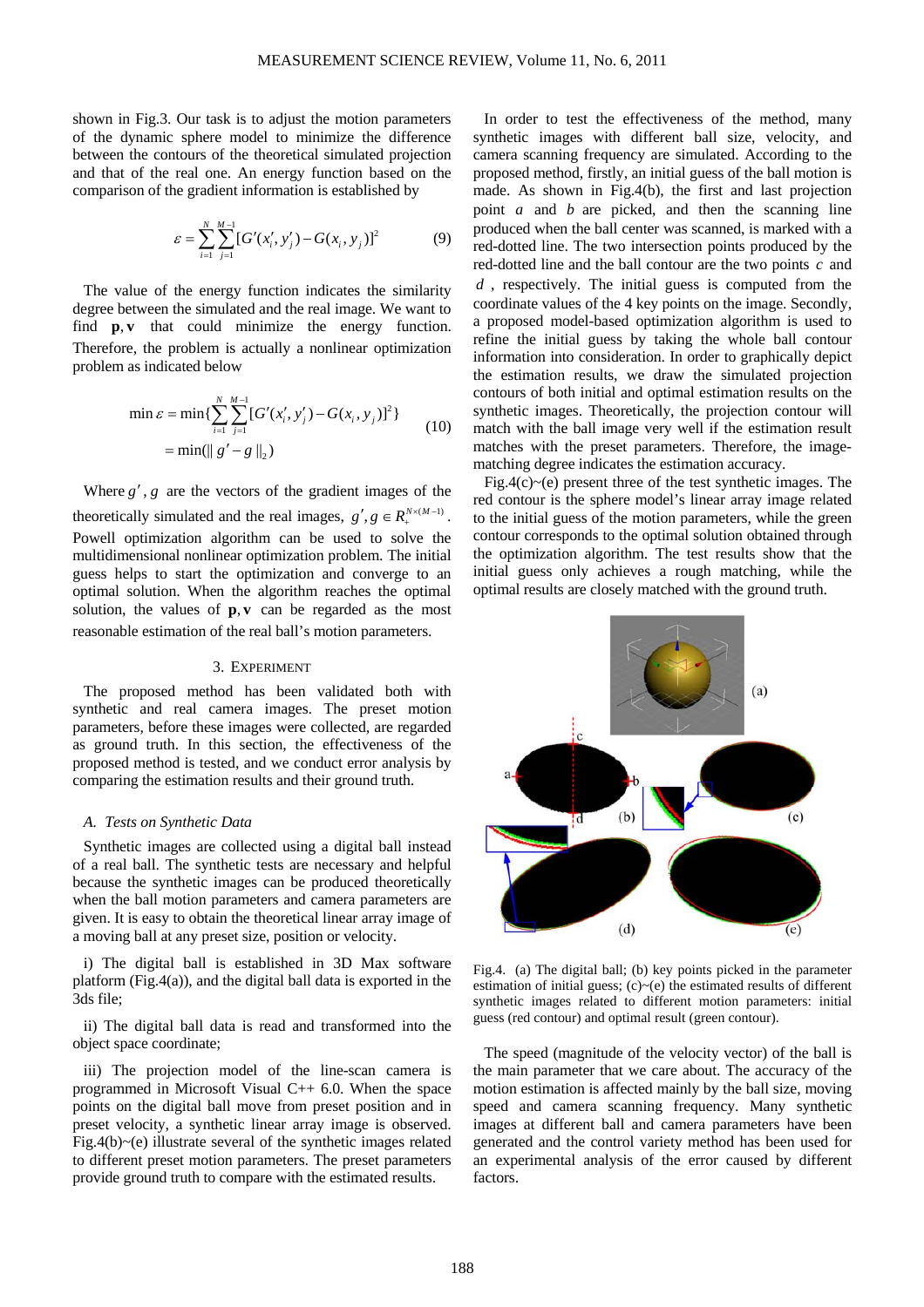shown in Fig.3. Our task is to adjust the motion parameters of the dynamic sphere model to minimize the difference between the contours of the theoretical simulated projection and that of the real one. An energy function based on the comparison of the gradient information is established by

$$\varepsilon = \sum_{i=1}^{N}\sum_{j=1}^{M-1}[G'(x_i', y_j') - G(x_i, y_j)]^2 \tag{9}$$

The value of the energy function indicates the similarity degree between the simulated and the real image. We want to find $\mathbf{p}, \mathbf{v}$ that could minimize the energy function. Therefore, the problem is actually a nonlinear optimization problem as indicated below

$$\begin{aligned}\min \varepsilon &= \min\{\sum_{i=1}^{N}\sum_{j=1}^{M-1}[G'(x_i', y_j') - G(x_i, y_j)]^2\} \\ &= \min(\| g' - g \|_2)\end{aligned} \tag{10}$$

Where $g'$, $g$ are the vectors of the gradient images of the theoretically simulated and the real images, $g', g \in R_+^{N\times(M-1)}$. Powell optimization algorithm can be used to solve the multidimensional nonlinear optimization problem. The initial guess helps to start the optimization and converge to an optimal solution. When the algorithm reaches the optimal solution, the values of $\mathbf{p}, \mathbf{v}$ can be regarded as the most reasonable estimation of the real ball's motion parameters.

## 3. Experiment

The proposed method has been validated both with synthetic and real camera images. The preset motion parameters, before these images were collected, are regarded as ground truth. In this section, the effectiveness of the proposed method is tested, and we conduct error analysis by comparing the estimation results and their ground truth.

### *A. Tests on Synthetic Data*

Synthetic images are collected using a digital ball instead of a real ball. The synthetic tests are necessary and helpful because the synthetic images can be produced theoretically when the ball motion parameters and camera parameters are given. It is easy to obtain the theoretical linear array image of a moving ball at any preset size, position or velocity.

i) The digital ball is established in 3D Max software platform (Fig.4(a)), and the digital ball data is exported in the 3ds file;

ii) The digital ball data is read and transformed into the object space coordinate;

iii) The projection model of the line-scan camera is programmed in Microsoft Visual C++ 6.0. When the space points on the digital ball move from preset position and in preset velocity, a synthetic linear array image is observed. Fig.4(b)~(e) illustrate several of the synthetic images related to different preset motion parameters. The preset parameters provide ground truth to compare with the estimated results.

In order to test the effectiveness of the method, many synthetic images with different ball size, velocity, and camera scanning frequency are simulated. According to the proposed method, firstly, an initial guess of the ball motion is made. As shown in Fig.4(b), the first and last projection point $a$ and $b$ are picked, and then the scanning line produced when the ball center was scanned, is marked with a red-dotted line. The two intersection points produced by the red-dotted line and the ball contour are the two points $c$ and $d$, respectively. The initial guess is computed from the coordinate values of the 4 key points on the image. Secondly, a proposed model-based optimization algorithm is used to refine the initial guess by taking the whole ball contour information into consideration. In order to graphically depict the estimation results, we draw the simulated projection contours of both initial and optimal estimation results on the synthetic images. Theoretically, the projection contour will match with the ball image very well if the estimation result matches with the preset parameters. Therefore, the image-matching degree indicates the estimation accuracy.

Fig.4(c)~(e) present three of the test synthetic images. The red contour is the sphere model's linear array image related to the initial guess of the motion parameters, while the green contour corresponds to the optimal solution obtained through the optimization algorithm. The test results show that the initial guess only achieves a rough matching, while the optimal results are closely matched with the ground truth.

Fig.4. (a) The digital ball; (b) key points picked in the parameter estimation of initial guess; (c)~(e) the estimated results of different synthetic images related to different motion parameters: initial guess (red contour) and optimal result (green contour).

The speed (magnitude of the velocity vector) of the ball is the main parameter that we care about. The accuracy of the motion estimation is affected mainly by the ball size, moving speed and camera scanning frequency. Many synthetic images at different ball and camera parameters have been generated and the control variety method has been used for an experimental analysis of the error caused by different factors.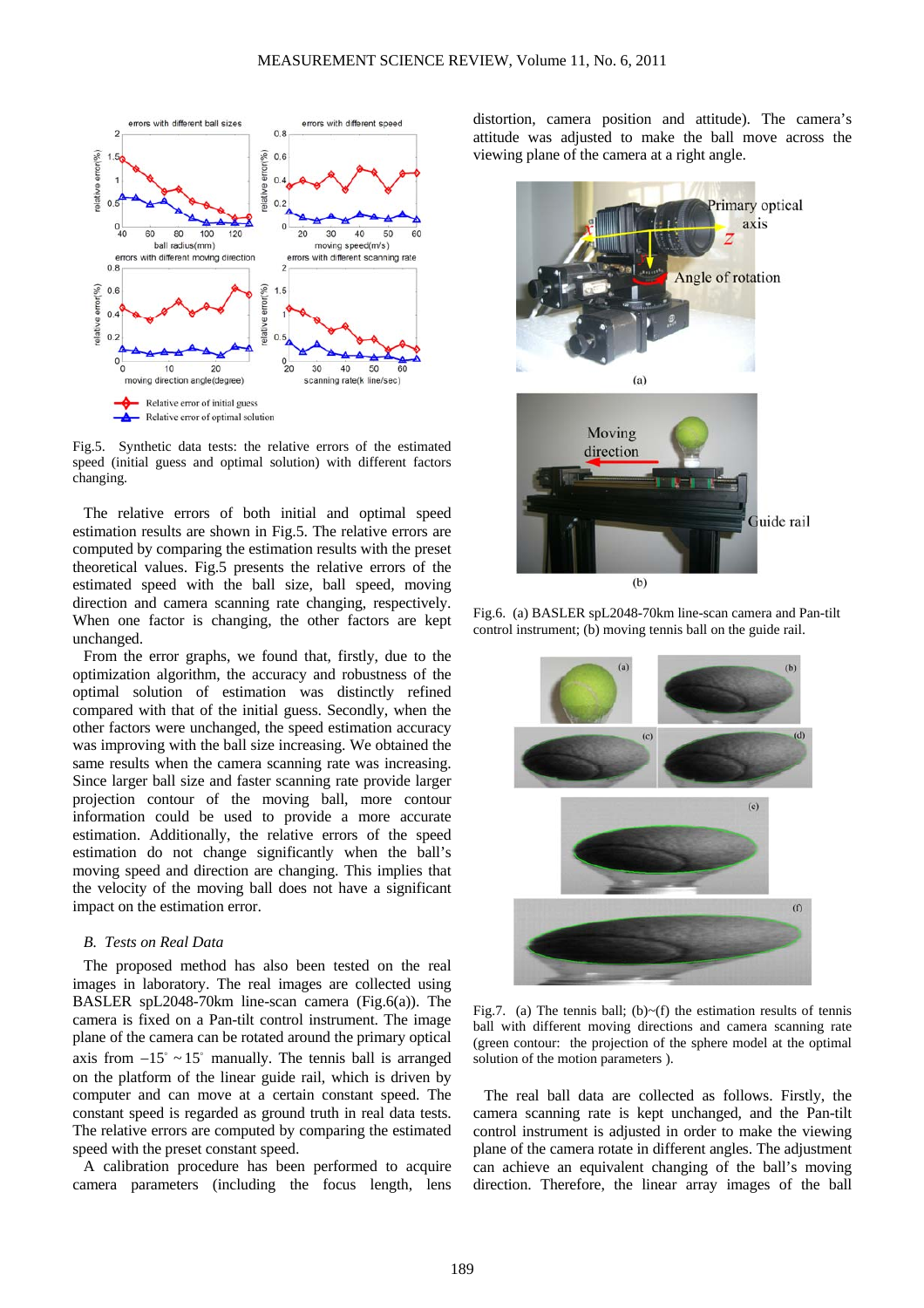Fig.5. Synthetic data tests: the relative errors of the estimated speed (initial guess and optimal solution) with different factors changing.

The relative errors of both initial and optimal speed estimation results are shown in Fig.5. The relative errors are computed by comparing the estimation results with the preset theoretical values. Fig.5 presents the relative errors of the estimated speed with the ball size, ball speed, moving direction and camera scanning rate changing, respectively. When one factor is changing, the other factors are kept unchanged.

From the error graphs, we found that, firstly, due to the optimization algorithm, the accuracy and robustness of the optimal solution of estimation was distinctly refined compared with that of the initial guess. Secondly, when the other factors were unchanged, the speed estimation accuracy was improving with the ball size increasing. We obtained the same results when the camera scanning rate was increasing. Since larger ball size and faster scanning rate provide larger projection contour of the moving ball, more contour information could be used to provide a more accurate estimation. Additionally, the relative errors of the speed estimation do not change significantly when the ball's moving speed and direction are changing. This implies that the velocity of the moving ball does not have a significant impact on the estimation error.

### B. Tests on Real Data

The proposed method has also been tested on the real images in laboratory. The real images are collected using BASLER spL2048-70km line-scan camera (Fig.6(a)). The camera is fixed on a Pan-tilt control instrument. The image plane of the camera can be rotated around the primary optical axis from $-15^{\circ} \sim 15^{\circ}$ manually. The tennis ball is arranged on the platform of the linear guide rail, which is driven by computer and can move at a certain constant speed. The constant speed is regarded as ground truth in real data tests. The relative errors are computed by comparing the estimated speed with the preset constant speed.

A calibration procedure has been performed to acquire camera parameters (including the focus length, lens distortion, camera position and attitude). The camera's attitude was adjusted to make the ball move across the viewing plane of the camera at a right angle.

Fig.6. (a) BASLER spL2048-70km line-scan camera and Pan-tilt control instrument; (b) moving tennis ball on the guide rail.

Fig.7. (a) The tennis ball; (b)~(f) the estimation results of tennis ball with different moving directions and camera scanning rate (green contour: the projection of the sphere model at the optimal solution of the motion parameters ).

The real ball data are collected as follows. Firstly, the camera scanning rate is kept unchanged, and the Pan-tilt control instrument is adjusted in order to make the viewing plane of the camera rotate in different angles. The adjustment can achieve an equivalent changing of the ball's moving direction. Therefore, the linear array images of the ball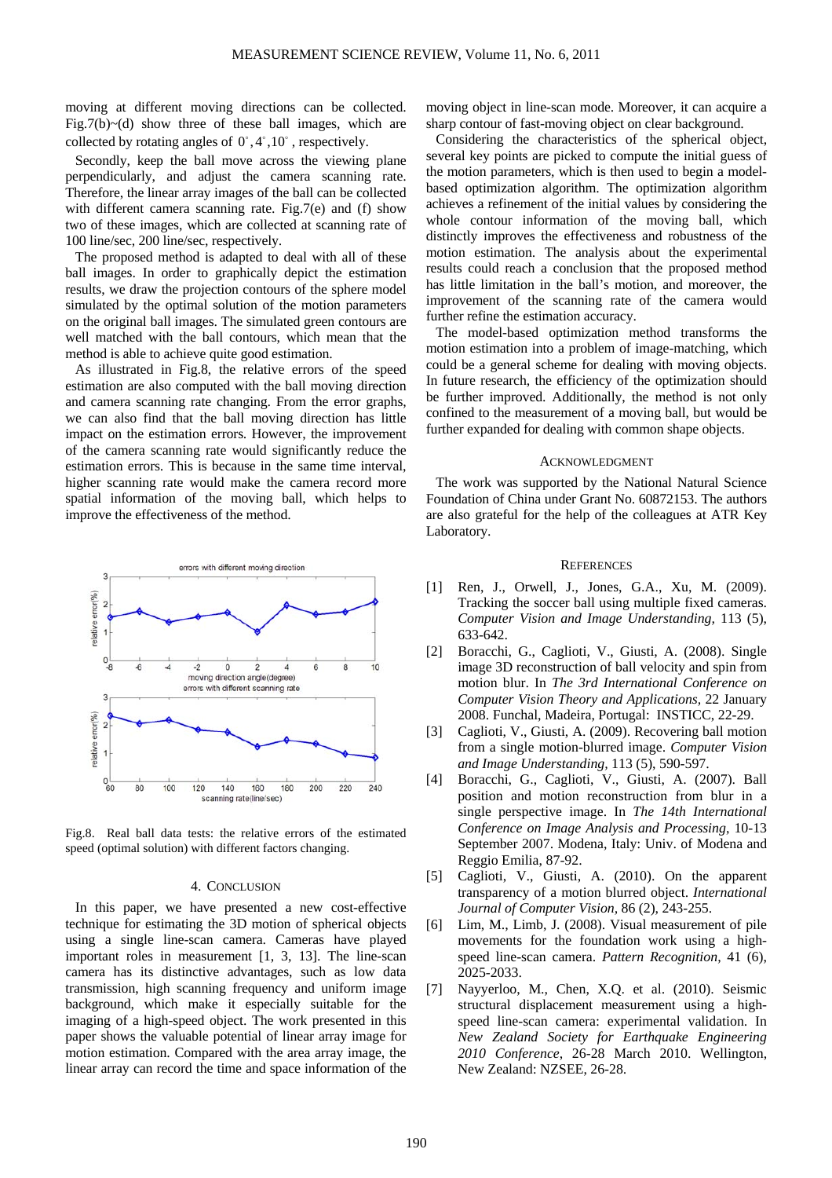moving at different moving directions can be collected. Fig.7(b)~(d) show three of these ball images, which are collected by rotating angles of 0˚,4˚,10˚, respectively.

Secondly, keep the ball move across the viewing plane perpendicularly, and adjust the camera scanning rate. Therefore, the linear array images of the ball can be collected with different camera scanning rate. Fig.7(e) and (f) show two of these images, which are collected at scanning rate of 100 line/sec, 200 line/sec, respectively.

The proposed method is adapted to deal with all of these ball images. In order to graphically depict the estimation results, we draw the projection contours of the sphere model simulated by the optimal solution of the motion parameters on the original ball images. The simulated green contours are well matched with the ball contours, which mean that the method is able to achieve quite good estimation.

As illustrated in Fig.8, the relative errors of the speed estimation are also computed with the ball moving direction and camera scanning rate changing. From the error graphs, we can also find that the ball moving direction has little impact on the estimation errors. However, the improvement of the camera scanning rate would significantly reduce the estimation errors. This is because in the same time interval, higher scanning rate would make the camera record more spatial information of the moving ball, which helps to improve the effectiveness of the method.

Fig.8. Real ball data tests: the relative errors of the estimated speed (optimal solution) with different factors changing.

## 4. Conclusion

In this paper, we have presented a new cost-effective technique for estimating the 3D motion of spherical objects using a single line-scan camera. Cameras have played important roles in measurement [1, 3, 13]. The line-scan camera has its distinctive advantages, such as low data transmission, high scanning frequency and uniform image background, which make it especially suitable for the imaging of a high-speed object. The work presented in this paper shows the valuable potential of linear array image for motion estimation. Compared with the area array image, the linear array can record the time and space information of the moving object in line-scan mode. Moreover, it can acquire a sharp contour of fast-moving object on clear background.

Considering the characteristics of the spherical object, several key points are picked to compute the initial guess of the motion parameters, which is then used to begin a model-based optimization algorithm. The optimization algorithm achieves a refinement of the initial values by considering the whole contour information of the moving ball, which distinctly improves the effectiveness and robustness of the motion estimation. The analysis about the experimental results could reach a conclusion that the proposed method has little limitation in the ball's motion, and moreover, the improvement of the scanning rate of the camera would further refine the estimation accuracy.

The model-based optimization method transforms the motion estimation into a problem of image-matching, which could be a general scheme for dealing with moving objects. In future research, the efficiency of the optimization should be further improved. Additionally, the method is not only confined to the measurement of a moving ball, but would be further expanded for dealing with common shape objects.

## Acknowledgment

The work was supported by the National Natural Science Foundation of China under Grant No. 60872153. The authors are also grateful for the help of the colleagues at ATR Key Laboratory.

## References

[1] Ren, J., Orwell, J., Jones, G.A., Xu, M. (2009). Tracking the soccer ball using multiple fixed cameras. *Computer Vision and Image Understanding*, 113 (5), 633-642.

[2] Boracchi, G., Caglioti, V., Giusti, A. (2008). Single image 3D reconstruction of ball velocity and spin from motion blur. In *The 3rd International Conference on Computer Vision Theory and Applications*, 22 January 2008. Funchal, Madeira, Portugal: INSTICC, 22-29.

[3] Caglioti, V., Giusti, A. (2009). Recovering ball motion from a single motion-blurred image. *Computer Vision and Image Understanding*, 113 (5), 590-597.

[4] Boracchi, G., Caglioti, V., Giusti, A. (2007). Ball position and motion reconstruction from blur in a single perspective image. In *The 14th International Conference on Image Analysis and Processing*, 10-13 September 2007. Modena, Italy: Univ. of Modena and Reggio Emilia, 87-92.

[5] Caglioti, V., Giusti, A. (2010). On the apparent transparency of a motion blurred object. *International Journal of Computer Vision*, 86 (2), 243-255.

[6] Lim, M., Limb, J. (2008). Visual measurement of pile movements for the foundation work using a high-speed line-scan camera. *Pattern Recognition*, 41 (6), 2025-2033.

[7] Nayyerloo, M., Chen, X.Q. et al. (2010). Seismic structural displacement measurement using a high-speed line-scan camera: experimental validation. In *New Zealand Society for Earthquake Engineering 2010 Conference*, 26-28 March 2010. Wellington, New Zealand: NZSEE, 26-28.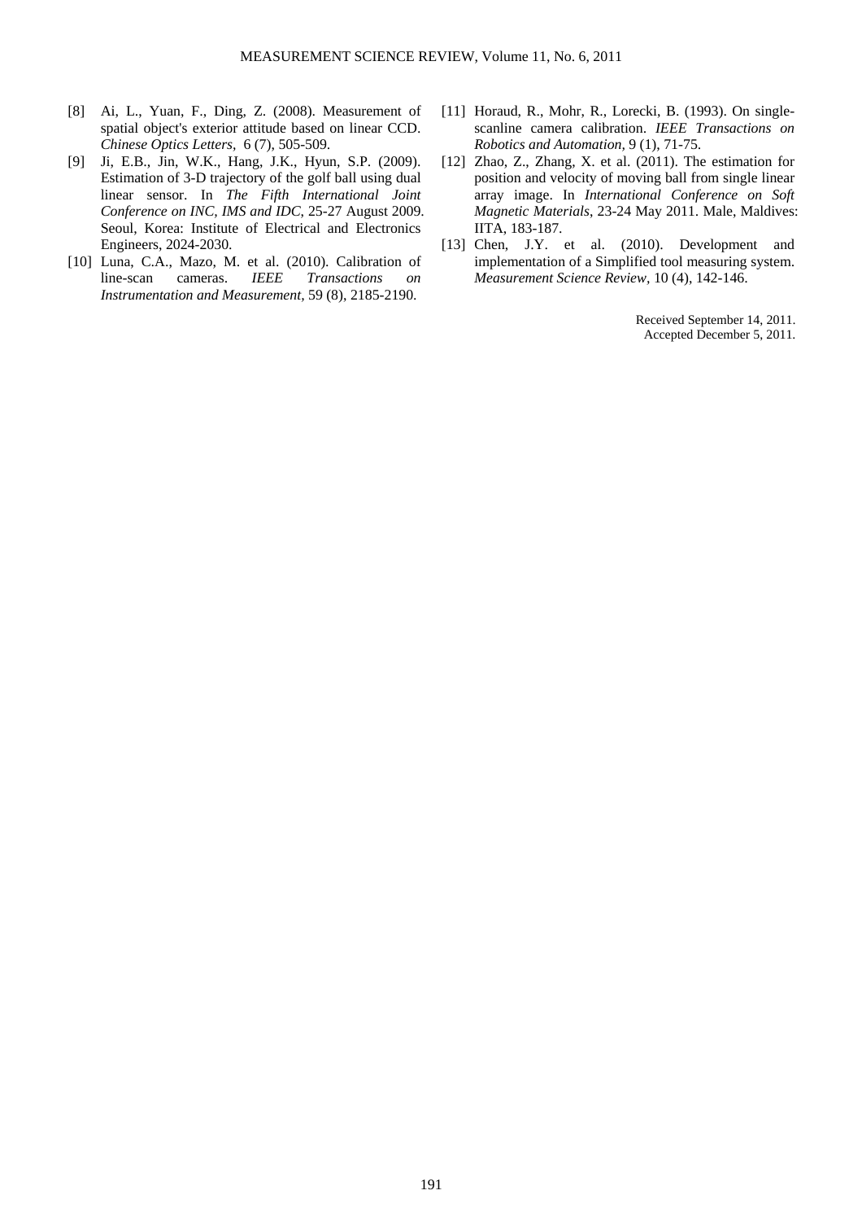[8] Ai, L., Yuan, F., Ding, Z. (2008). Measurement of spatial object's exterior attitude based on linear CCD. *Chinese Optics Letters*, 6 (7), 505-509.

[9] Ji, E.B., Jin, W.K., Hang, J.K., Hyun, S.P. (2009). Estimation of 3-D trajectory of the golf ball using dual linear sensor. In *The Fifth International Joint Conference on INC, IMS and IDC*, 25-27 August 2009. Seoul, Korea: Institute of Electrical and Electronics Engineers, 2024-2030.

[10] Luna, C.A., Mazo, M. et al. (2010). Calibration of line-scan cameras. *IEEE Transactions on Instrumentation and Measurement*, 59 (8), 2185-2190.

[11] Horaud, R., Mohr, R., Lorecki, B. (1993). On single-scanline camera calibration. *IEEE Transactions on Robotics and Automation*, 9 (1), 71-75.

[12] Zhao, Z., Zhang, X. et al. (2011). The estimation for position and velocity of moving ball from single linear array image. In *International Conference on Soft Magnetic Materials*, 23-24 May 2011. Male, Maldives: IITA, 183-187.

[13] Chen, J.Y. et al. (2010). Development and implementation of a Simplified tool measuring system. *Measurement Science Review*, 10 (4), 142-146.

Received September 14, 2011.
Accepted December 5, 2011.